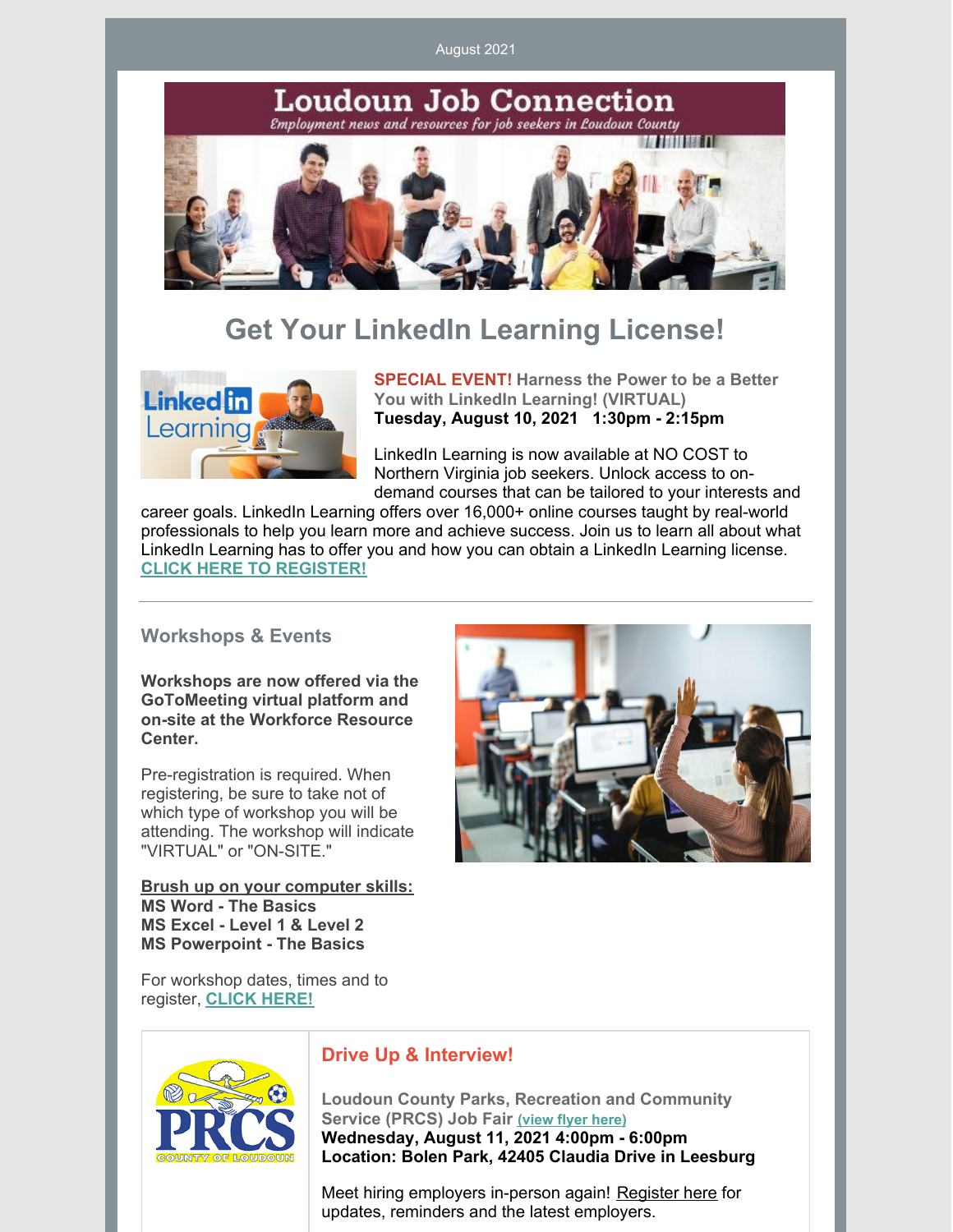August 2021

# Loudoun Job Connection

*Employment news and resources for job seekers in Loudoun County*

## Get Your LinkedIn Learning License!

**SPECIAL EVENT! Harness the Power to be a Better You with LinkedIn Learning! (VIRTUAL)**
**Tuesday, August 10, 2021 1:30pm - 2:15pm**

LinkedIn Learning is now available at NO COST to Northern Virginia job seekers. Unlock access to on-demand courses that can be tailored to your interests and career goals. LinkedIn Learning offers over 16,000+ online courses taught by real-world professionals to help you learn more and achieve success. Join us to learn all about what LinkedIn Learning has to offer you and how you can obtain a LinkedIn Learning license.
**CLICK HERE TO REGISTER!**

---

### Workshops & Events

**Workshops are now offered via the GoToMeeting virtual platform and on-site at the Workforce Resource Center.**

Pre-registration is required. When registering, be sure to take not of which type of workshop you will be attending. The workshop will indicate "VIRTUAL" or "ON-SITE."

**Brush up on your computer skills:**
**MS Word - The Basics**
**MS Excel - Level 1 & Level 2**
**MS Powerpoint - The Basics**

For workshop dates, times and to register, **CLICK HERE!**

### Drive Up & Interview!

**Loudoun County Parks, Recreation and Community Service (PRCS) Job Fair** **(view flyer here)**
**Wednesday, August 11, 2021 4:00pm - 6:00pm**
**Location: Bolen Park, 42405 Claudia Drive in Leesburg**

Meet hiring employers in-person again! Register here for updates, reminders and the latest employers.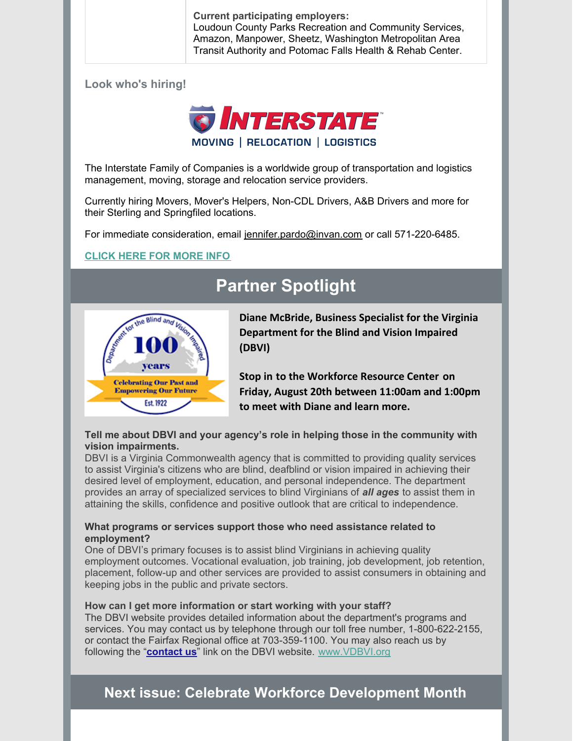|  | **Current participating employers:** Loudoun County Parks Recreation and Community Services, Amazon, Manpower, Sheetz, Washington Metropolitan Area Transit Authority and Potomac Falls Health & Rehab Center. |
|---|---|

**Look who's hiring!**

INTERSTATE
MOVING | RELOCATION | LOGISTICS

The Interstate Family of Companies is a worldwide group of transportation and logistics management, moving, storage and relocation service providers.

Currently hiring Movers, Mover's Helpers, Non-CDL Drivers, A&B Drivers and more for their Sterling and Springfiled locations.

For immediate consideration, email jennifer.pardo@invan.com or call 571-220-6485.

**CLICK HERE FOR MORE INFO**

## Partner Spotlight

**Diane McBride, Business Specialist for the Virginia Department for the Blind and Vision Impaired (DBVI)**

**Stop in to the Workforce Resource Center on Friday, August 20th between 11:00am and 1:00pm to meet with Diane and learn more.**

**Tell me about DBVI and your agency's role in helping those in the community with vision impairments.**
DBVI is a Virginia Commonwealth agency that is committed to providing quality services to assist Virginia's citizens who are blind, deafblind or vision impaired in achieving their desired level of employment, education, and personal independence. The department provides an array of specialized services to blind Virginians of ***all ages*** to assist them in attaining the skills, confidence and positive outlook that are critical to independence.

**What programs or services support those who need assistance related to employment?**
One of DBVI's primary focuses is to assist blind Virginians in achieving quality employment outcomes. Vocational evaluation, job training, job development, job retention, placement, follow-up and other services are provided to assist consumers in obtaining and keeping jobs in the public and private sectors.

**How can I get more information or start working with your staff?**
The DBVI website provides detailed information about the department's programs and services. You may contact us by telephone through our toll free number, 1-800-622-2155, or contact the Fairfax Regional office at 703-359-1100. You may also reach us by following the "**contact us**" link on the DBVI website. www.VDBVI.org

## Next issue: Celebrate Workforce Development Month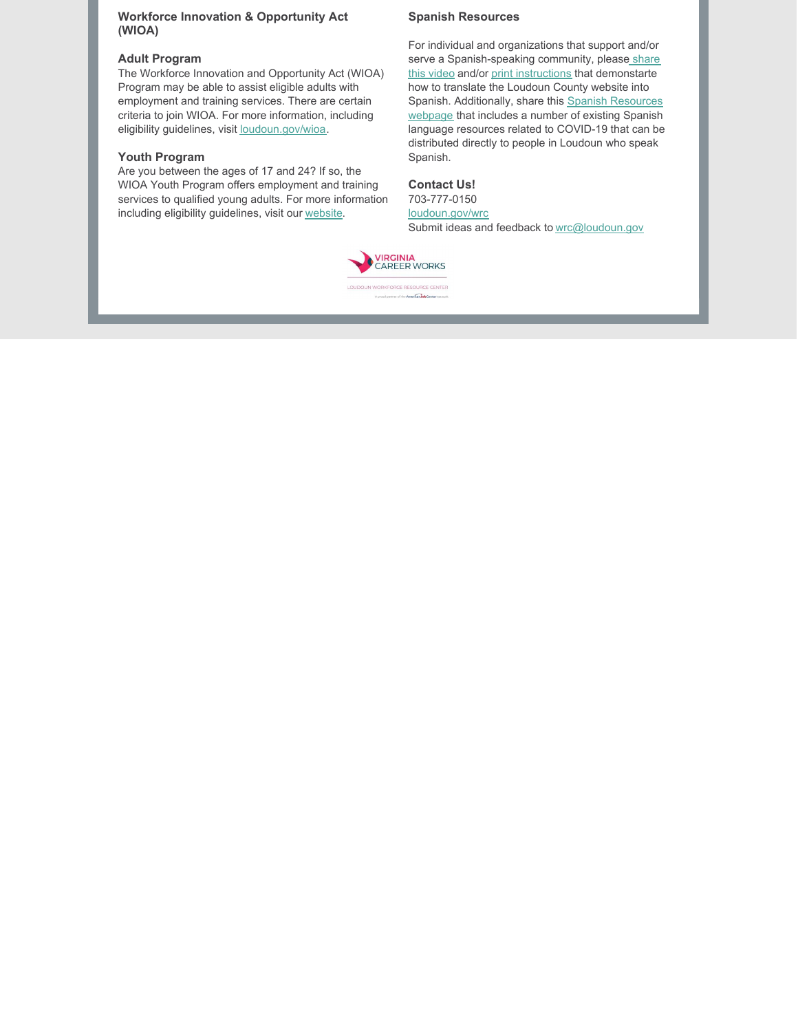## Workforce Innovation & Opportunity Act (WIOA)

### Adult Program

The Workforce Innovation and Opportunity Act (WIOA) Program may be able to assist eligible adults with employment and training services. There are certain criteria to join WIOA. For more information, including eligibility guidelines, visit loudoun.gov/wioa.

### Youth Program

Are you between the ages of 17 and 24? If so, the WIOA Youth Program offers employment and training services to qualified young adults. For more information including eligibility guidelines, visit our website.

## Spanish Resources

For individual and organizations that support and/or serve a Spanish-speaking community, please share this video and/or print instructions that demonstarte how to translate the Loudoun County website into Spanish. Additionally, share this Spanish Resources webpage that includes a number of existing Spanish language resources related to COVID-19 that can be distributed directly to people in Loudoun who speak Spanish.

### Contact Us!

703-777-0150

loudoun.gov/wrc

Submit ideas and feedback to wrc@loudoun.gov

VIRGINIA CAREER WORKS

LOUDOUN WORKFORCE RESOURCE CENTER

A proud partner of the AmericanJobCenter network